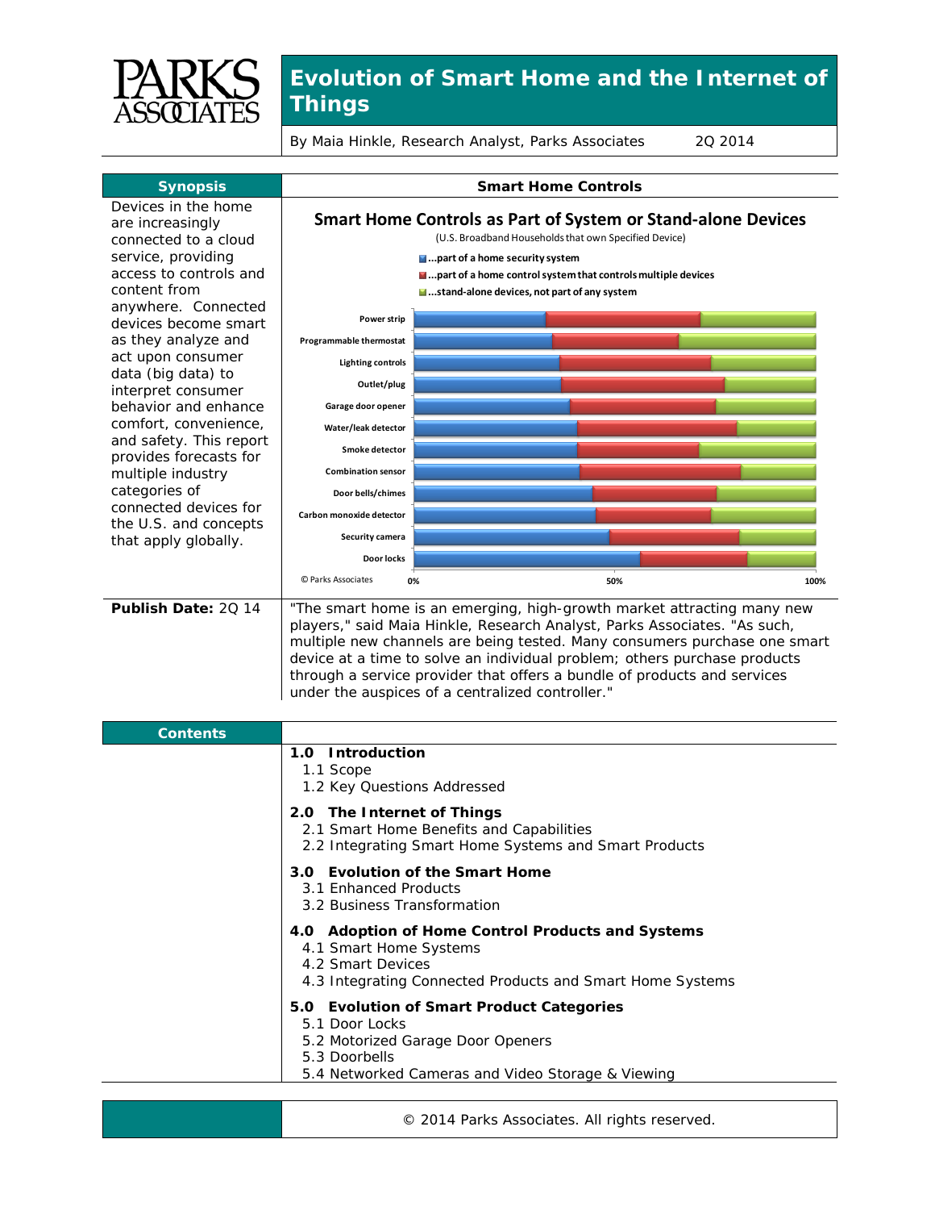# Evolution of Smart Home and the Internet of Things

By Maia Hinkle, Research Analyst, Parks Associates 2Q 2014

## Synopsis

Devices in the home are increasingly connected to a cloud service, providing access to controls and content from anywhere. Connected devices become smart as they analyze and act upon consumer data (big data) to interpret consumer behavior and enhance comfort, convenience, and safety. This report provides forecasts for multiple industry categories of connected devices for the U.S. and concepts that apply globally.

## Smart Home Controls

**Smart Home Controls as Part of System or Stand-alone Devices**

(U.S. Broadband Households that own Specified Device)

- ...part of a home security system
- ...part of a home control system that controls multiple devices
- ...stand-alone devices, not part of any system

Categories: Power strip, Programmable thermostat, Lighting controls, Outlet/plug, Garage door opener, Water/leak detector, Smoke detector, Combination sensor, Door bells/chimes, Carbon monoxide detector, Security camera, Door locks

© Parks Associates

**Publish Date:** 2Q 14

"The smart home is an emerging, high-growth market attracting many new players," said Maia Hinkle, Research Analyst, Parks Associates. "As such, multiple new channels are being tested. Many consumers purchase one smart device at a time to solve an individual problem; others purchase products through a service provider that offers a bundle of products and services under the auspices of a centralized controller."

## Contents

**1.0 Introduction**
- 1.1 Scope
- 1.2 Key Questions Addressed

**2.0 The Internet of Things**
- 2.1 Smart Home Benefits and Capabilities
- 2.2 Integrating Smart Home Systems and Smart Products

**3.0 Evolution of the Smart Home**
- 3.1 Enhanced Products
- 3.2 Business Transformation

**4.0 Adoption of Home Control Products and Systems**
- 4.1 Smart Home Systems
- 4.2 Smart Devices
- 4.3 Integrating Connected Products and Smart Home Systems

**5.0 Evolution of Smart Product Categories**
- 5.1 Door Locks
- 5.2 Motorized Garage Door Openers
- 5.3 Doorbells
- 5.4 Networked Cameras and Video Storage & Viewing

© 2014 Parks Associates. All rights reserved.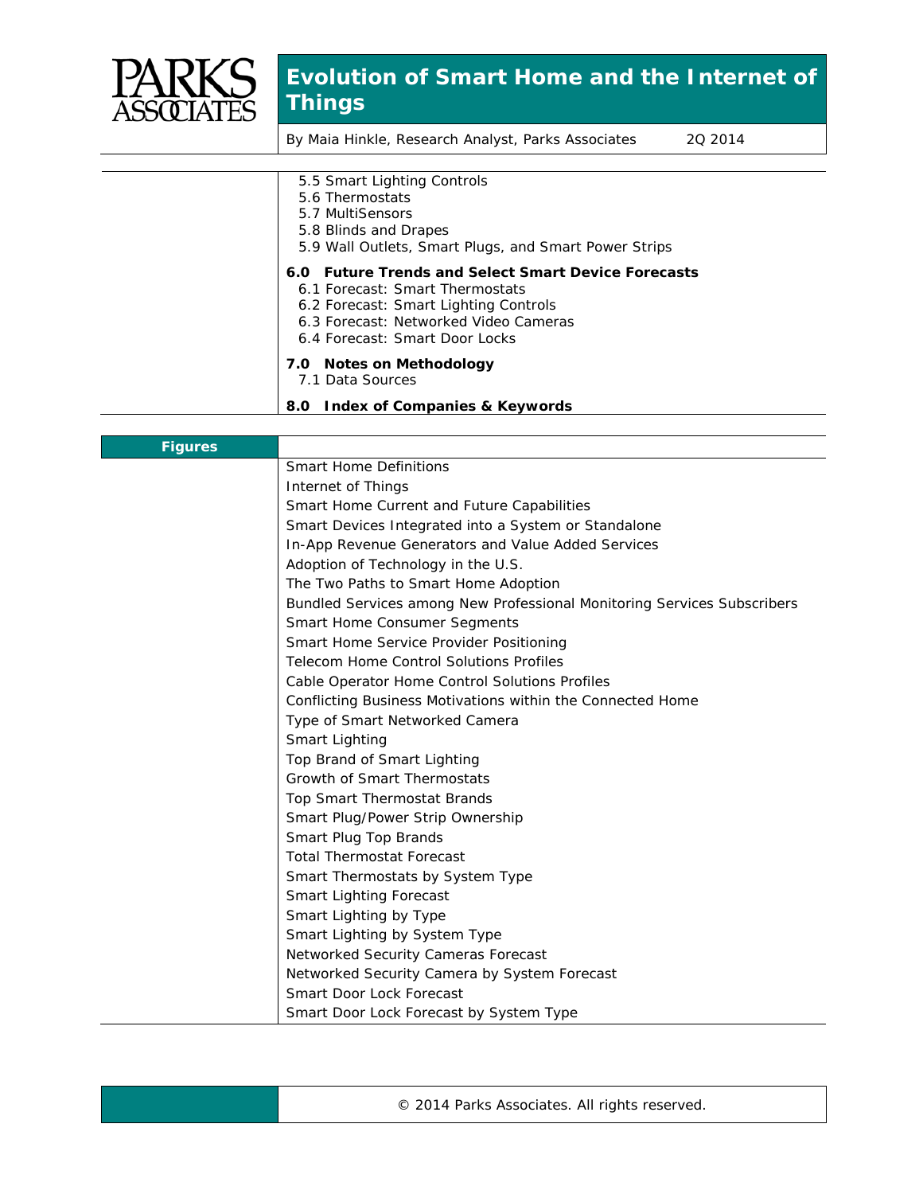- 5.5 Smart Lighting Controls
- 5.6 Thermostats
- 5.7 MultiSensors
- 5.8 Blinds and Drapes
- 5.9 Wall Outlets, Smart Plugs, and Smart Power Strips

**6.0 Future Trends and Select Smart Device Forecasts**

- 6.1 Forecast: Smart Thermostats
- 6.2 Forecast: Smart Lighting Controls
- 6.3 Forecast: Networked Video Cameras
- 6.4 Forecast: Smart Door Locks

**7.0 Notes on Methodology**

- 7.1 Data Sources

**8.0 Index of Companies & Keywords**

## Figures

- Smart Home Definitions
- Internet of Things
- Smart Home Current and Future Capabilities
- Smart Devices Integrated into a System or Standalone
- In-App Revenue Generators and Value Added Services
- Adoption of Technology in the U.S.
- The Two Paths to Smart Home Adoption
- Bundled Services among New Professional Monitoring Services Subscribers
- Smart Home Consumer Segments
- Smart Home Service Provider Positioning
- Telecom Home Control Solutions Profiles
- Cable Operator Home Control Solutions Profiles
- Conflicting Business Motivations within the Connected Home
- Type of Smart Networked Camera
- Smart Lighting
- Top Brand of Smart Lighting
- Growth of Smart Thermostats
- Top Smart Thermostat Brands
- Smart Plug/Power Strip Ownership
- Smart Plug Top Brands
- Total Thermostat Forecast
- Smart Thermostats by System Type
- Smart Lighting Forecast
- Smart Lighting by Type
- Smart Lighting by System Type
- Networked Security Cameras Forecast
- Networked Security Camera by System Forecast
- Smart Door Lock Forecast
- Smart Door Lock Forecast by System Type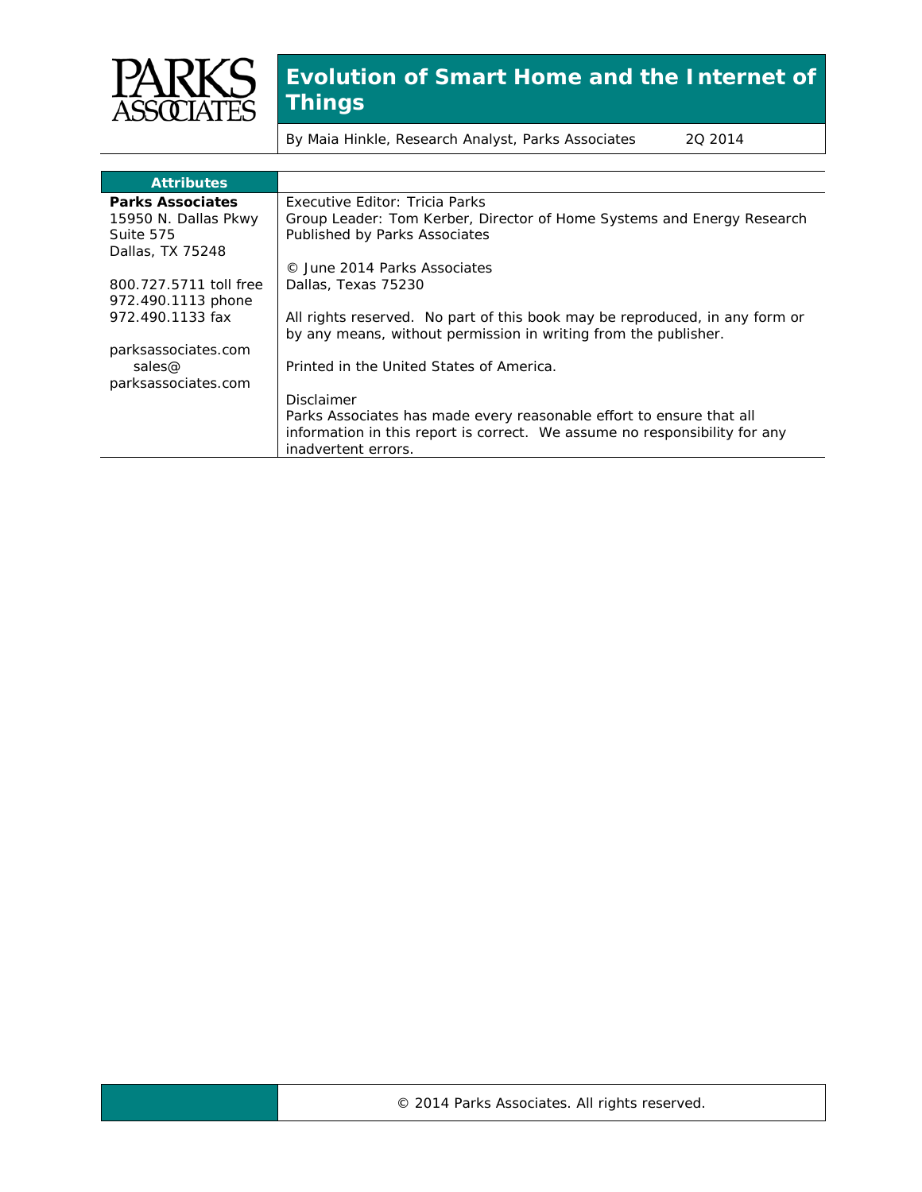PARKS ASSOCIATES

# Evolution of Smart Home and the Internet of Things

By Maia Hinkle, Research Analyst, Parks Associates 2Q 2014

| Attributes | |
|---|---|
| **Parks Associates**<br>15950 N. Dallas Pkwy<br>Suite 575<br>Dallas, TX 75248<br><br>800.727.5711 toll free<br>972.490.1113 phone<br>972.490.1133 fax<br><br>parksassociates.com<br>sales@<br>parksassociates.com | Executive Editor: Tricia Parks<br>Group Leader: Tom Kerber, Director of Home Systems and Energy Research<br>Published by Parks Associates<br><br>© June 2014 Parks Associates<br>Dallas, Texas 75230<br><br>All rights reserved. No part of this book may be reproduced, in any form or by any means, without permission in writing from the publisher.<br><br>Printed in the United States of America.<br><br>Disclaimer<br>Parks Associates has made every reasonable effort to ensure that all information in this report is correct. We assume no responsibility for any inadvertent errors. |

© 2014 Parks Associates. All rights reserved.